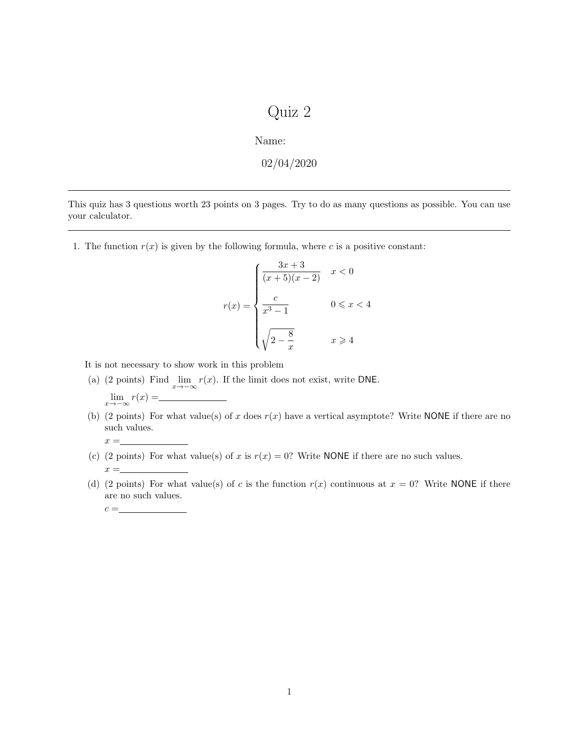# Quiz 2

Name:

02/04/2020

---

This quiz has 3 questions worth 23 points on 3 pages. Try to do as many questions as possible. You can use your calculator.

---

1. The function $r(x)$ is given by the following formula, where $c$ is a positive constant:

$$r(x) = \begin{cases} \dfrac{3x+3}{(x+5)(x-2)} & x < 0 \\[2ex] \dfrac{c}{x^3-1} & 0 \leqslant x < 4 \\[2ex] \sqrt{2 - \dfrac{8}{x}} & x \geqslant 4 \end{cases}$$

It is not necessary to show work in this problem

(a) (2 points) Find $\lim_{x \to -\infty} r(x)$. If the limit does not exist, write DNE.

$\lim_{x \to -\infty} r(x) =$ \_\_\_\_\_\_\_\_\_\_\_\_

(b) (2 points) For what value(s) of $x$ does $r(x)$ have a vertical asymptote? Write NONE if there are no such values.

$x =$ \_\_\_\_\_\_\_\_\_\_\_\_

(c) (2 points) For what value(s) of $x$ is $r(x) = 0$? Write NONE if there are no such values.

$x =$ \_\_\_\_\_\_\_\_\_\_\_\_

(d) (2 points) For what value(s) of $c$ is the function $r(x)$ continuous at $x = 0$? Write NONE if there are no such values.

$c =$ \_\_\_\_\_\_\_\_\_\_\_\_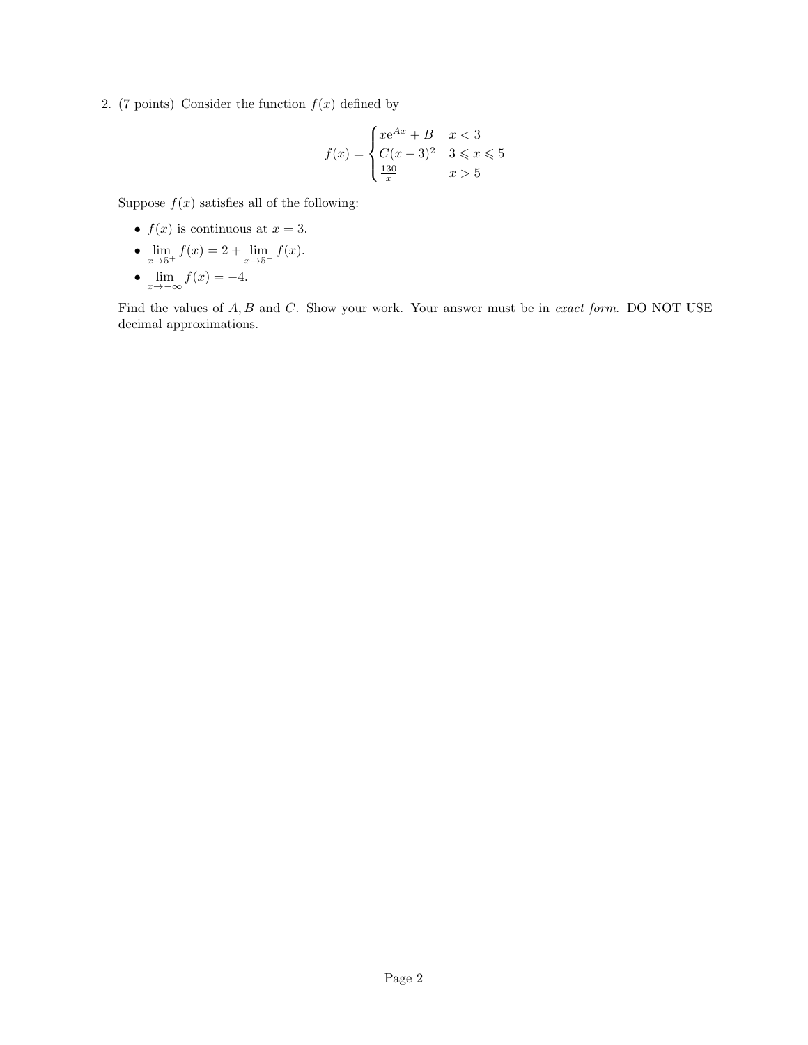2. (7 points) Consider the function $f(x)$ defined by

$$f(x) = \begin{cases} xe^{Ax} + B & x < 3 \\ C(x-3)^2 & 3 \leqslant x \leqslant 5 \\ \frac{130}{x} & x > 5 \end{cases}$$

Suppose $f(x)$ satisfies all of the following:

- $f(x)$ is continuous at $x = 3$.
- $\lim_{x \to 5^+} f(x) = 2 + \lim_{x \to 5^-} f(x)$.
- $\lim_{x \to -\infty} f(x) = -4$.

Find the values of $A, B$ and $C$. Show your work. Your answer must be in *exact form*. DO NOT USE decimal approximations.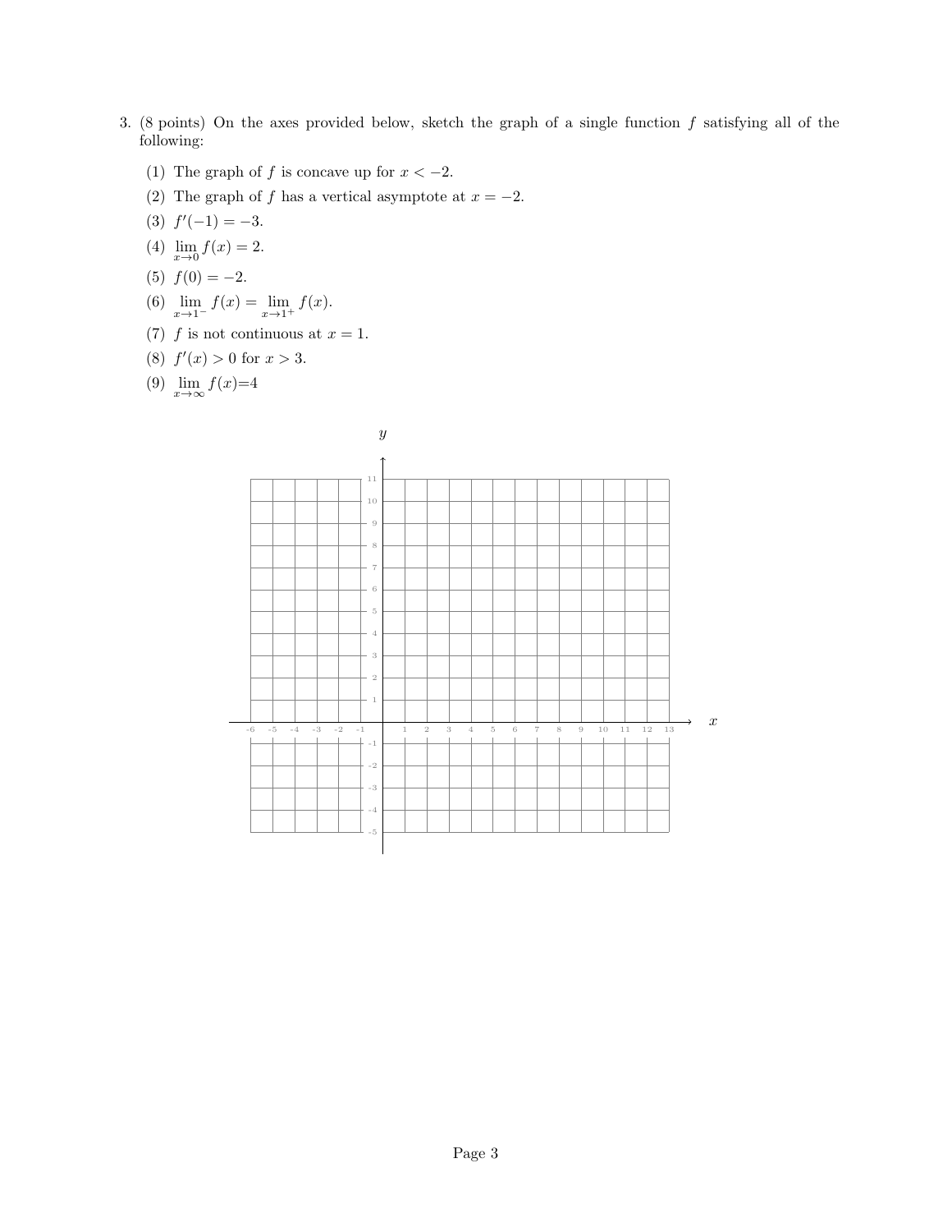3. (8 points) On the axes provided below, sketch the graph of a single function $f$ satisfying all of the following:

   (1) The graph of $f$ is concave up for $x < -2$.

   (2) The graph of $f$ has a vertical asymptote at $x = -2$.

   (3) $f'(-1) = -3$.

   (4) $\lim_{x \to 0} f(x) = 2$.

   (5) $f(0) = -2$.

   (6) $\lim_{x \to 1^-} f(x) = \lim_{x \to 1^+} f(x)$.

   (7) $f$ is not continuous at $x = 1$.

   (8) $f'(x) > 0$ for $x > 3$.

   (9) $\lim_{x \to \infty} f(x)$=4

y

x

-6 -5 -4 -3 -2 -1 1 2 3 4 5 6 7 8 9 10 11 12 13

11 10 9 8 7 6 5 4 3 2 1 -1 -2 -3 -4 -5